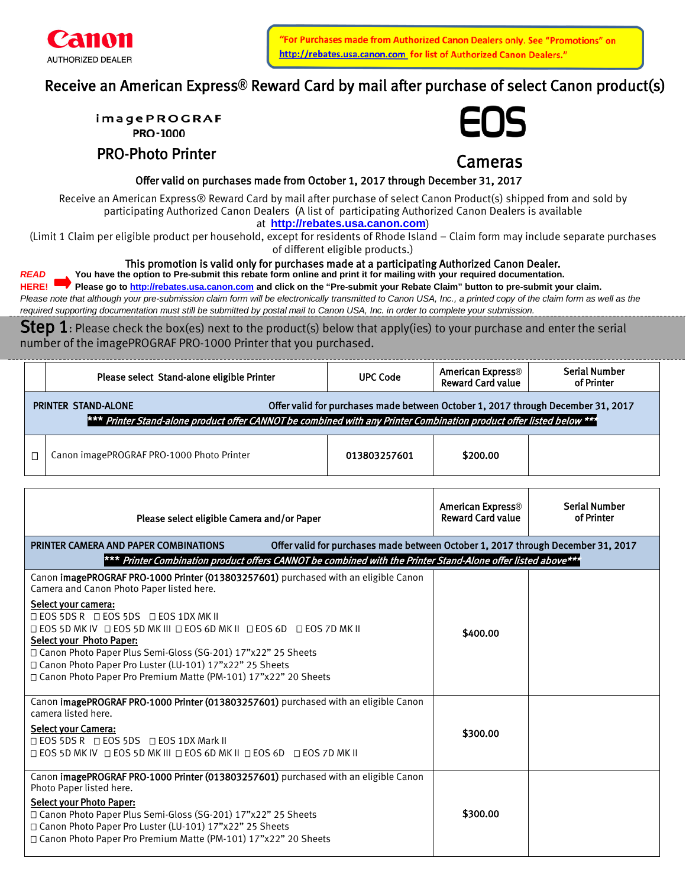Canon

AUTHORIZED DEALER

"For Purchases made from Authorized Canon Dealers only. See "Promotions" on http://rebates.usa.canon.com for list of Authorized Canon Dealers."

# Receive an American Express® Reward Card by mail after purchase of select Canon product(s)

**imagePROGRAF PRO-1000**

**PRO-Photo Printer**

**EOS**

**Cameras**

**Offer valid on purchases made from October 1, 2017 through December 31, 2017**

Receive an American Express® Reward Card by mail after purchase of select Canon Product(s) shipped from and sold by participating Authorized Canon Dealers (A list of participating Authorized Canon Dealers is available at **http://rebates.usa.canon.com**)

(Limit 1 Claim per eligible product per household, except for residents of Rhode Island – Claim form may include separate purchases of different eligible products.)

**This promotion is valid only for purchases made at a participating Authorized Canon Dealer.**

***READ HERE!*** **You have the option to Pre-submit this rebate form online and print it for mailing with your required documentation.**
**Please go to http://rebates.usa.canon.com and click on the "Pre-submit your Rebate Claim" button to pre-submit your claim.**

*Please note that although your pre-submission claim form will be electronically transmitted to Canon USA, Inc., a printed copy of the claim form as well as the required supporting documentation must still be submitted by postal mail to Canon USA, Inc. in order to complete your submission.*

**Step 1**: Please check the box(es) next to the product(s) below that apply(ies) to your purchase and enter the serial number of the imagePROGRAF PRO-1000 Printer that you purchased.

| | Please select Stand-alone eligible Printer | UPC Code | American Express® Reward Card value | Serial Number of Printer |
|---|---|---|---|---|
| | **PRINTER STAND-ALONE** Offer valid for purchases made between October 1, 2017 through December 31, 2017 *** Printer Stand-alone product offer CANNOT be combined with any Printer Combination product offer listed below *** | | | |
| ☐ | Canon imagePROGRAF PRO-1000 Photo Printer | **013803257601** | **$200.00** | |

| Please select eligible Camera and/or Paper | American Express® Reward Card value | Serial Number of Printer |
|---|---|---|
| **PRINTER CAMERA AND PAPER COMBINATIONS** Offer valid for purchases made between October 1, 2017 through December 31, 2017 *** Printer Combination product offers CANNOT be combined with the Printer Stand-Alone offer listed above*** | | |
| Canon **imagePROGRAF PRO-1000 Printer (013803257601)** purchased with an eligible Canon Camera and Canon Photo Paper listed here.<br>Select your camera:<br>☐ EOS 5DS R ☐ EOS 5DS ☐ EOS 1DX MK II<br>☐ EOS 5D MK IV ☐ EOS 5D MK III ☐ EOS 6D MK II ☐ EOS 6D ☐ EOS 7D MK II<br>Select your Photo Paper:<br>☐ Canon Photo Paper Plus Semi-Gloss (SG-201) 17"x22" 25 Sheets<br>☐ Canon Photo Paper Pro Luster (LU-101) 17"x22" 25 Sheets<br>☐ Canon Photo Paper Pro Premium Matte (PM-101) 17"x22" 20 Sheets | **$400.00** | |
| Canon **imagePROGRAF PRO-1000 Printer (013803257601)** purchased with an eligible Canon camera listed here.<br>Select your Camera:<br>☐ EOS 5DS R ☐ EOS 5DS ☐ EOS 1DX Mark II<br>☐ EOS 5D MK IV ☐ EOS 5D MK III ☐ EOS 6D MK II ☐ EOS 6D ☐ EOS 7D MK II | **$300.00** | |
| Canon **imagePROGRAF PRO-1000 Printer (013803257601)** purchased with an eligible Canon Photo Paper listed here.<br>Select your Photo Paper:<br>☐ Canon Photo Paper Plus Semi-Gloss (SG-201) 17"x22" 25 Sheets<br>☐ Canon Photo Paper Pro Luster (LU-101) 17"x22" 25 Sheets<br>☐ Canon Photo Paper Pro Premium Matte (PM-101) 17"x22" 20 Sheets | **$300.00** | |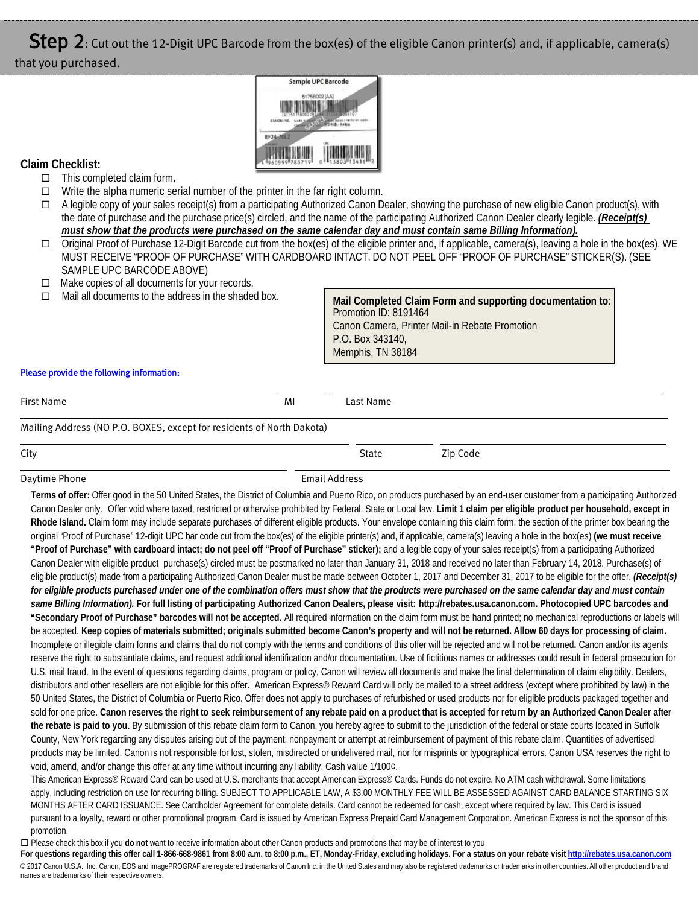## Step 2: Cut out the 12-Digit UPC Barcode from the box(es) of the eligible Canon printer(s) and, if applicable, camera(s) that you purchased.

Sample UPC Barcode

**Claim Checklist:**

- ☐ This completed claim form.
- ☐ Write the alpha numeric serial number of the printer in the far right column.
- ☐ A legible copy of your sales receipt(s) from a participating Authorized Canon Dealer, showing the purchase of new eligible Canon product(s), with the date of purchase and the purchase price(s) circled, and the name of the participating Authorized Canon Dealer clearly legible. ***Receipt(s) must show that the products were purchased on the same calendar day and must contain same Billing Information).***
- ☐ Original Proof of Purchase 12-Digit Barcode cut from the box(es) of the eligible printer and, if applicable, camera(s), leaving a hole in the box(es). WE MUST RECEIVE "PROOF OF PURCHASE" WITH CARDBOARD INTACT. DO NOT PEEL OFF "PROOF OF PURCHASE" STICKER(S). (SEE SAMPLE UPC BARCODE ABOVE)
- ☐ Make copies of all documents for your records.
- ☐ Mail all documents to the address in the shaded box.

**Mail Completed Claim Form and supporting documentation to**:
Promotion ID: 8191464
Canon Camera, Printer Mail-in Rebate Promotion
P.O. Box 343140,
Memphis, TN 38184

Please provide the following information:

First Name _______________ MI _____ Last Name _______________

Mailing Address (NO P.O. BOXES, except for residents of North Dakota) _______________

City _______________ State _____ Zip Code _______________

Daytime Phone _______________ Email Address _______________

**Terms of offer:** Offer good in the 50 United States, the District of Columbia and Puerto Rico, on products purchased by an end-user customer from a participating Authorized Canon Dealer only. Offer void where taxed, restricted or otherwise prohibited by Federal, State or Local law. **Limit 1 claim per eligible product per household, except in Rhode Island.** Claim form may include separate purchases of different eligible products. Your envelope containing this claim form, the section of the printer box bearing the original "Proof of Purchase" 12-digit UPC bar code cut from the box(es) of the eligible printer(s) and, if applicable, camera(s) leaving a hole in the box(es) **(we must receive "Proof of Purchase" with cardboard intact; do not peel off "Proof of Purchase" sticker);** and a legible copy of your sales receipt(s) from a participating Authorized Canon Dealer with eligible product purchase(s) circled must be postmarked no later than January 31, 2018 and received no later than February 14, 2018. Purchase(s) of eligible product(s) made from a participating Authorized Canon Dealer must be made between October 1, 2017 and December 31, 2017 to be eligible for the offer. ***(Receipt(s) for eligible products purchased under one of the combination offers must show that the products were purchased on the same calendar day and must contain same Billing Information).*** **For full listing of participating Authorized Canon Dealers, please visit: http://rebates.usa.canon.com. Photocopied UPC barcodes and "Secondary Proof of Purchase" barcodes will not be accepted.** All required information on the claim form must be hand printed; no mechanical reproductions or labels will be accepted. **Keep copies of materials submitted; originals submitted become Canon's property and will not be returned. Allow 60 days for processing of claim.** Incomplete or illegible claim forms and claims that do not comply with the terms and conditions of this offer will be rejected and will not be returned. Canon and/or its agents reserve the right to substantiate claims, and request additional identification and/or documentation. Use of fictitious names or addresses could result in federal prosecution for U.S. mail fraud. In the event of questions regarding claims, program or policy, Canon will review all documents and make the final determination of claim eligibility. Dealers, distributors and other resellers are not eligible for this offer. American Express® Reward Card will only be mailed to a street address (except where prohibited by law) in the 50 United States, the District of Columbia or Puerto Rico. Offer does not apply to purchases of refurbished or used products nor for eligible products packaged together and sold for one price. **Canon reserves the right to seek reimbursement of any rebate paid on a product that is accepted for return by an Authorized Canon Dealer after the rebate is paid to you**. By submission of this rebate claim form to Canon, you hereby agree to submit to the jurisdiction of the federal or state courts located in Suffolk County, New York regarding any disputes arising out of the payment, nonpayment or attempt at reimbursement of payment of this rebate claim. Quantities of advertised products may be limited. Canon is not responsible for lost, stolen, misdirected or undelivered mail, nor for misprints or typographical errors. Canon USA reserves the right to void, amend, and/or change this offer at any time without incurring any liability. Cash value 1/100¢.

This American Express® Reward Card can be used at U.S. merchants that accept American Express® Cards. Funds do not expire. No ATM cash withdrawal. Some limitations apply, including restriction on use for recurring billing. SUBJECT TO APPLICABLE LAW, A $3.00 MONTHLY FEE WILL BE ASSESSED AGAINST CARD BALANCE STARTING SIX MONTHS AFTER CARD ISSUANCE. See Cardholder Agreement for complete details. Card cannot be redeemed for cash, except where required by law. This Card is issued pursuant to a loyalty, reward or other promotional program. Card is issued by American Express Prepaid Card Management Corporation. American Express is not the sponsor of this promotion.

☐ Please check this box if you **do not** want to receive information about other Canon products and promotions that may be of interest to you.

**For questions regarding this offer call 1-866-668-9861 from 8:00 a.m. to 8:00 p.m., ET, Monday-Friday, excluding holidays. For a status on your rebate visit http://rebates.usa.canon.com**

© 2017 Canon U.S.A., Inc. Canon, EOS and imagePROGRAF are registered trademarks of Canon Inc. in the United States and may also be registered trademarks or trademarks in other countries. All other product and brand names are trademarks of their respective owners.